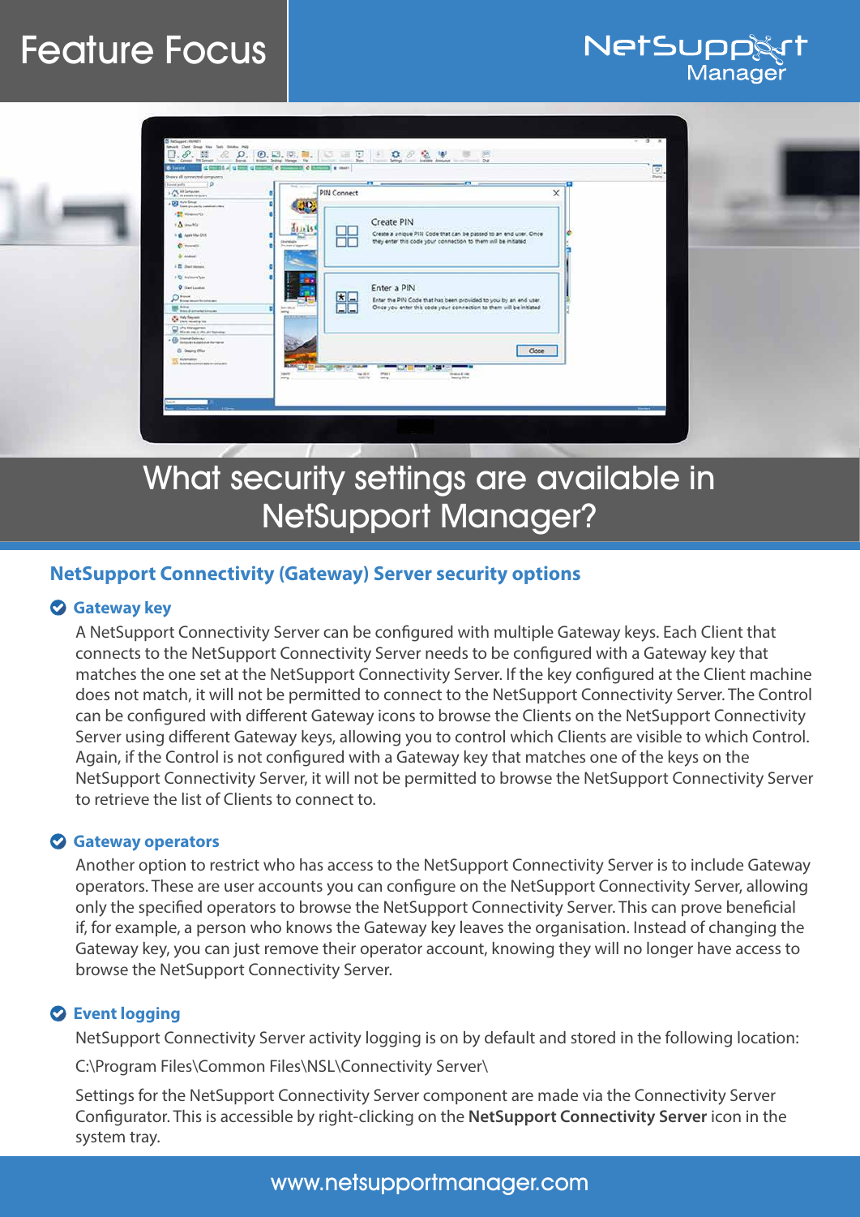Feature Focus

NetSupport Manager

# What security settings are available in NetSupport Manager?

## NetSupport Connectivity (Gateway) Server security options

### Gateway key

A NetSupport Connectivity Server can be configured with multiple Gateway keys. Each Client that connects to the NetSupport Connectivity Server needs to be configured with a Gateway key that matches the one set at the NetSupport Connectivity Server. If the key configured at the Client machine does not match, it will not be permitted to connect to the NetSupport Connectivity Server. The Control can be configured with different Gateway icons to browse the Clients on the NetSupport Connectivity Server using different Gateway keys, allowing you to control which Clients are visible to which Control. Again, if the Control is not configured with a Gateway key that matches one of the keys on the NetSupport Connectivity Server, it will not be permitted to browse the NetSupport Connectivity Server to retrieve the list of Clients to connect to.

### Gateway operators

Another option to restrict who has access to the NetSupport Connectivity Server is to include Gateway operators. These are user accounts you can configure on the NetSupport Connectivity Server, allowing only the specified operators to browse the NetSupport Connectivity Server. This can prove beneficial if, for example, a person who knows the Gateway key leaves the organisation. Instead of changing the Gateway key, you can just remove their operator account, knowing they will no longer have access to browse the NetSupport Connectivity Server.

### Event logging

NetSupport Connectivity Server activity logging is on by default and stored in the following location:

C:\Program Files\Common Files\NSL\Connectivity Server\

Settings for the NetSupport Connectivity Server component are made via the Connectivity Server Configurator. This is accessible by right-clicking on the **NetSupport Connectivity Server** icon in the system tray.

www.netsupportmanager.com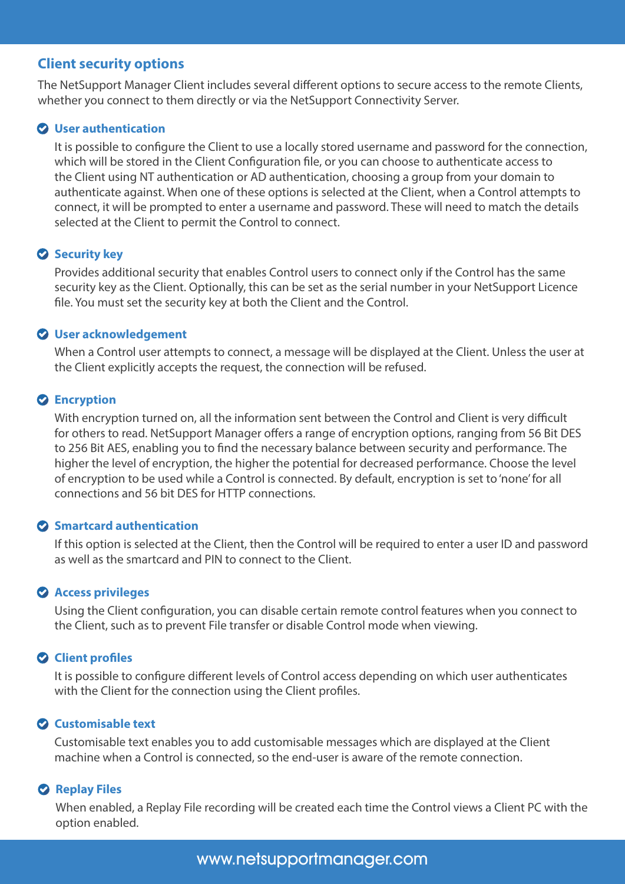## Client security options

The NetSupport Manager Client includes several different options to secure access to the remote Clients, whether you connect to them directly or via the NetSupport Connectivity Server.

### User authentication

It is possible to configure the Client to use a locally stored username and password for the connection, which will be stored in the Client Configuration file, or you can choose to authenticate access to the Client using NT authentication or AD authentication, choosing a group from your domain to authenticate against. When one of these options is selected at the Client, when a Control attempts to connect, it will be prompted to enter a username and password. These will need to match the details selected at the Client to permit the Control to connect.

### Security key

Provides additional security that enables Control users to connect only if the Control has the same security key as the Client. Optionally, this can be set as the serial number in your NetSupport Licence file. You must set the security key at both the Client and the Control.

### User acknowledgement

When a Control user attempts to connect, a message will be displayed at the Client. Unless the user at the Client explicitly accepts the request, the connection will be refused.

### Encryption

With encryption turned on, all the information sent between the Control and Client is very difficult for others to read. NetSupport Manager offers a range of encryption options, ranging from 56 Bit DES to 256 Bit AES, enabling you to find the necessary balance between security and performance. The higher the level of encryption, the higher the potential for decreased performance. Choose the level of encryption to be used while a Control is connected. By default, encryption is set to 'none' for all connections and 56 bit DES for HTTP connections.

### Smartcard authentication

If this option is selected at the Client, then the Control will be required to enter a user ID and password as well as the smartcard and PIN to connect to the Client.

### Access privileges

Using the Client configuration, you can disable certain remote control features when you connect to the Client, such as to prevent File transfer or disable Control mode when viewing.

### Client profiles

It is possible to configure different levels of Control access depending on which user authenticates with the Client for the connection using the Client profiles.

### Customisable text

Customisable text enables you to add customisable messages which are displayed at the Client machine when a Control is connected, so the end-user is aware of the remote connection.

### Replay Files

When enabled, a Replay File recording will be created each time the Control views a Client PC with the option enabled.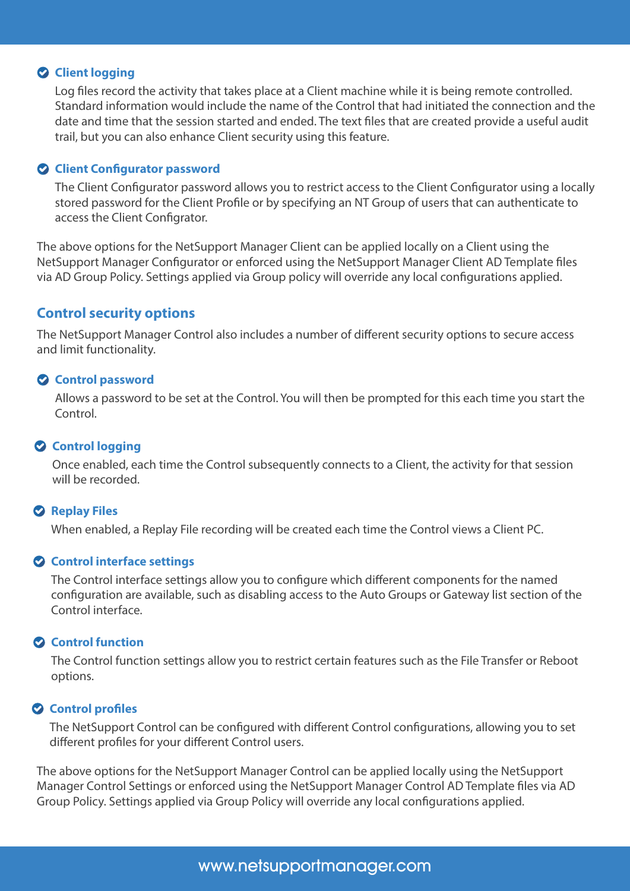### Client logging

Log files record the activity that takes place at a Client machine while it is being remote controlled. Standard information would include the name of the Control that had initiated the connection and the date and time that the session started and ended. The text files that are created provide a useful audit trail, but you can also enhance Client security using this feature.

### Client Configurator password

The Client Configurator password allows you to restrict access to the Client Configurator using a locally stored password for the Client Profile or by specifying an NT Group of users that can authenticate to access the Client Configrator.

The above options for the NetSupport Manager Client can be applied locally on a Client using the NetSupport Manager Configurator or enforced using the NetSupport Manager Client AD Template files via AD Group Policy. Settings applied via Group policy will override any local configurations applied.

## Control security options

The NetSupport Manager Control also includes a number of different security options to secure access and limit functionality.

### Control password

Allows a password to be set at the Control. You will then be prompted for this each time you start the Control.

### Control logging

Once enabled, each time the Control subsequently connects to a Client, the activity for that session will be recorded.

### Replay Files

When enabled, a Replay File recording will be created each time the Control views a Client PC.

### Control interface settings

The Control interface settings allow you to configure which different components for the named configuration are available, such as disabling access to the Auto Groups or Gateway list section of the Control interface.

### Control function

The Control function settings allow you to restrict certain features such as the File Transfer or Reboot options.

### Control profiles

The NetSupport Control can be configured with different Control configurations, allowing you to set different profiles for your different Control users.

The above options for the NetSupport Manager Control can be applied locally using the NetSupport Manager Control Settings or enforced using the NetSupport Manager Control AD Template files via AD Group Policy. Settings applied via Group Policy will override any local configurations applied.